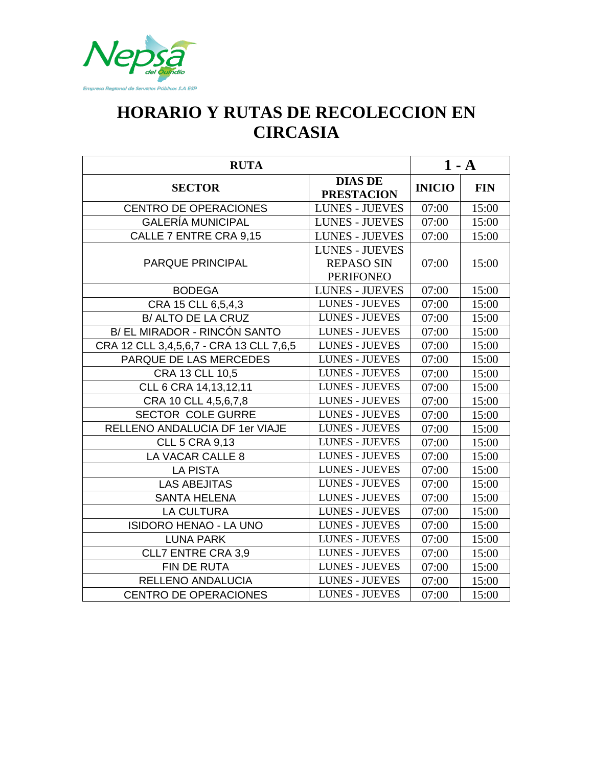Nepsa del Quindío

Empresa Regional de Servicios Públicos S.A ESP

# HORARIO Y RUTAS DE RECOLECCION EN CIRCASIA

| RUTA | | 1 - A | |
|---|---|---|---|
| **SECTOR** | **DIAS DE PRESTACION** | **INICIO** | **FIN** |
| CENTRO DE OPERACIONES | LUNES - JUEVES | 07:00 | 15:00 |
| GALERÍA MUNICIPAL | LUNES - JUEVES | 07:00 | 15:00 |
| CALLE 7 ENTRE CRA 9,15 | LUNES - JUEVES | 07:00 | 15:00 |
| PARQUE PRINCIPAL | LUNES - JUEVES REPASO SIN PERIFONEO | 07:00 | 15:00 |
| BODEGA | LUNES - JUEVES | 07:00 | 15:00 |
| CRA 15 CLL 6,5,4,3 | LUNES - JUEVES | 07:00 | 15:00 |
| B/ ALTO DE LA CRUZ | LUNES - JUEVES | 07:00 | 15:00 |
| B/ EL MIRADOR - RINCÓN SANTO | LUNES - JUEVES | 07:00 | 15:00 |
| CRA 12 CLL 3,4,5,6,7 - CRA 13 CLL 7,6,5 | LUNES - JUEVES | 07:00 | 15:00 |
| PARQUE DE LAS MERCEDES | LUNES - JUEVES | 07:00 | 15:00 |
| CRA 13 CLL 10,5 | LUNES - JUEVES | 07:00 | 15:00 |
| CLL 6 CRA 14,13,12,11 | LUNES - JUEVES | 07:00 | 15:00 |
| CRA 10 CLL 4,5,6,7,8 | LUNES - JUEVES | 07:00 | 15:00 |
| SECTOR COLE GURRE | LUNES - JUEVES | 07:00 | 15:00 |
| RELLENO ANDALUCIA DF 1er VIAJE | LUNES - JUEVES | 07:00 | 15:00 |
| CLL 5 CRA 9,13 | LUNES - JUEVES | 07:00 | 15:00 |
| LA VACAR CALLE 8 | LUNES - JUEVES | 07:00 | 15:00 |
| LA PISTA | LUNES - JUEVES | 07:00 | 15:00 |
| LAS ABEJITAS | LUNES - JUEVES | 07:00 | 15:00 |
| SANTA HELENA | LUNES - JUEVES | 07:00 | 15:00 |
| LA CULTURA | LUNES - JUEVES | 07:00 | 15:00 |
| ISIDORO HENAO - LA UNO | LUNES - JUEVES | 07:00 | 15:00 |
| LUNA PARK | LUNES - JUEVES | 07:00 | 15:00 |
| CLL7 ENTRE CRA 3,9 | LUNES - JUEVES | 07:00 | 15:00 |
| FIN DE RUTA | LUNES - JUEVES | 07:00 | 15:00 |
| RELLENO ANDALUCIA | LUNES - JUEVES | 07:00 | 15:00 |
| CENTRO DE OPERACIONES | LUNES - JUEVES | 07:00 | 15:00 |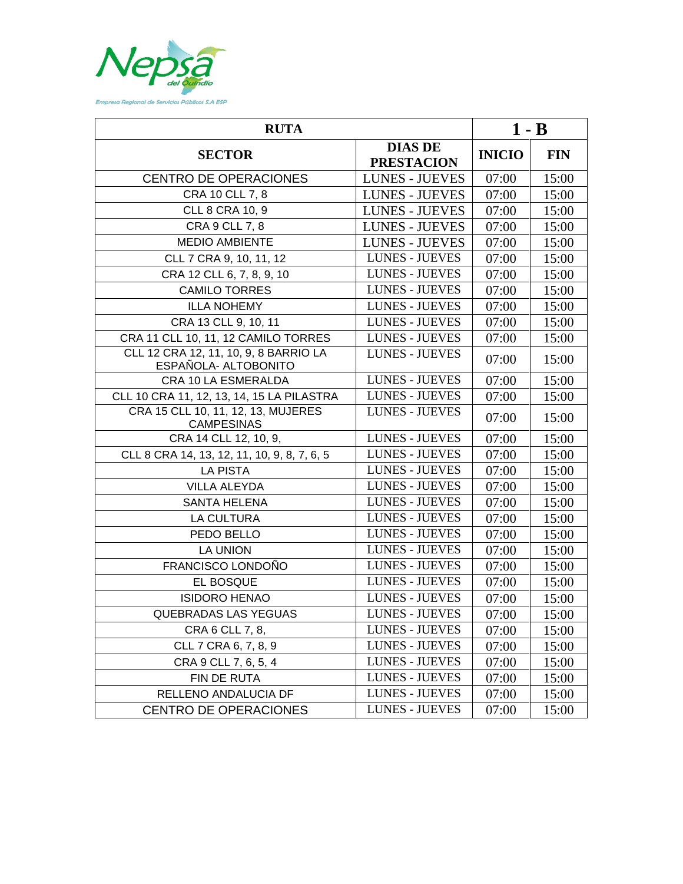Nepsa del Quindío

Empresa Regional de Servicios Públicos S.A ESP

| RUTA | | 1 - B | |
|---|---|---|---|
| SECTOR | DIAS DE PRESTACION | INICIO | FIN |
| CENTRO DE OPERACIONES | LUNES - JUEVES | 07:00 | 15:00 |
| CRA 10 CLL 7, 8 | LUNES - JUEVES | 07:00 | 15:00 |
| CLL 8 CRA 10, 9 | LUNES - JUEVES | 07:00 | 15:00 |
| CRA 9 CLL 7, 8 | LUNES - JUEVES | 07:00 | 15:00 |
| MEDIO AMBIENTE | LUNES - JUEVES | 07:00 | 15:00 |
| CLL 7 CRA 9, 10, 11, 12 | LUNES - JUEVES | 07:00 | 15:00 |
| CRA 12 CLL 6, 7, 8, 9, 10 | LUNES - JUEVES | 07:00 | 15:00 |
| CAMILO TORRES | LUNES - JUEVES | 07:00 | 15:00 |
| ILLA NOHEMY | LUNES - JUEVES | 07:00 | 15:00 |
| CRA 13 CLL 9, 10, 11 | LUNES - JUEVES | 07:00 | 15:00 |
| CRA 11 CLL 10, 11, 12 CAMILO TORRES | LUNES - JUEVES | 07:00 | 15:00 |
| CLL 12 CRA 12, 11, 10, 9, 8 BARRIO LA ESPAÑOLA- ALTOBONITO | LUNES - JUEVES | 07:00 | 15:00 |
| CRA 10 LA ESMERALDA | LUNES - JUEVES | 07:00 | 15:00 |
| CLL 10 CRA 11, 12, 13, 14, 15 LA PILASTRA | LUNES - JUEVES | 07:00 | 15:00 |
| CRA 15 CLL 10, 11, 12, 13, MUJERES CAMPESINAS | LUNES - JUEVES | 07:00 | 15:00 |
| CRA 14 CLL 12, 10, 9, | LUNES - JUEVES | 07:00 | 15:00 |
| CLL 8 CRA 14, 13, 12, 11, 10, 9, 8, 7, 6, 5 | LUNES - JUEVES | 07:00 | 15:00 |
| LA PISTA | LUNES - JUEVES | 07:00 | 15:00 |
| VILLA ALEYDA | LUNES - JUEVES | 07:00 | 15:00 |
| SANTA HELENA | LUNES - JUEVES | 07:00 | 15:00 |
| LA CULTURA | LUNES - JUEVES | 07:00 | 15:00 |
| PEDO BELLO | LUNES - JUEVES | 07:00 | 15:00 |
| LA UNION | LUNES - JUEVES | 07:00 | 15:00 |
| FRANCISCO LONDOÑO | LUNES - JUEVES | 07:00 | 15:00 |
| EL BOSQUE | LUNES - JUEVES | 07:00 | 15:00 |
| ISIDORO HENAO | LUNES - JUEVES | 07:00 | 15:00 |
| QUEBRADAS LAS YEGUAS | LUNES - JUEVES | 07:00 | 15:00 |
| CRA 6 CLL 7, 8, | LUNES - JUEVES | 07:00 | 15:00 |
| CLL 7 CRA 6, 7, 8, 9 | LUNES - JUEVES | 07:00 | 15:00 |
| CRA 9 CLL 7, 6, 5, 4 | LUNES - JUEVES | 07:00 | 15:00 |
| FIN DE RUTA | LUNES - JUEVES | 07:00 | 15:00 |
| RELLENO ANDALUCIA DF | LUNES - JUEVES | 07:00 | 15:00 |
| CENTRO DE OPERACIONES | LUNES - JUEVES | 07:00 | 15:00 |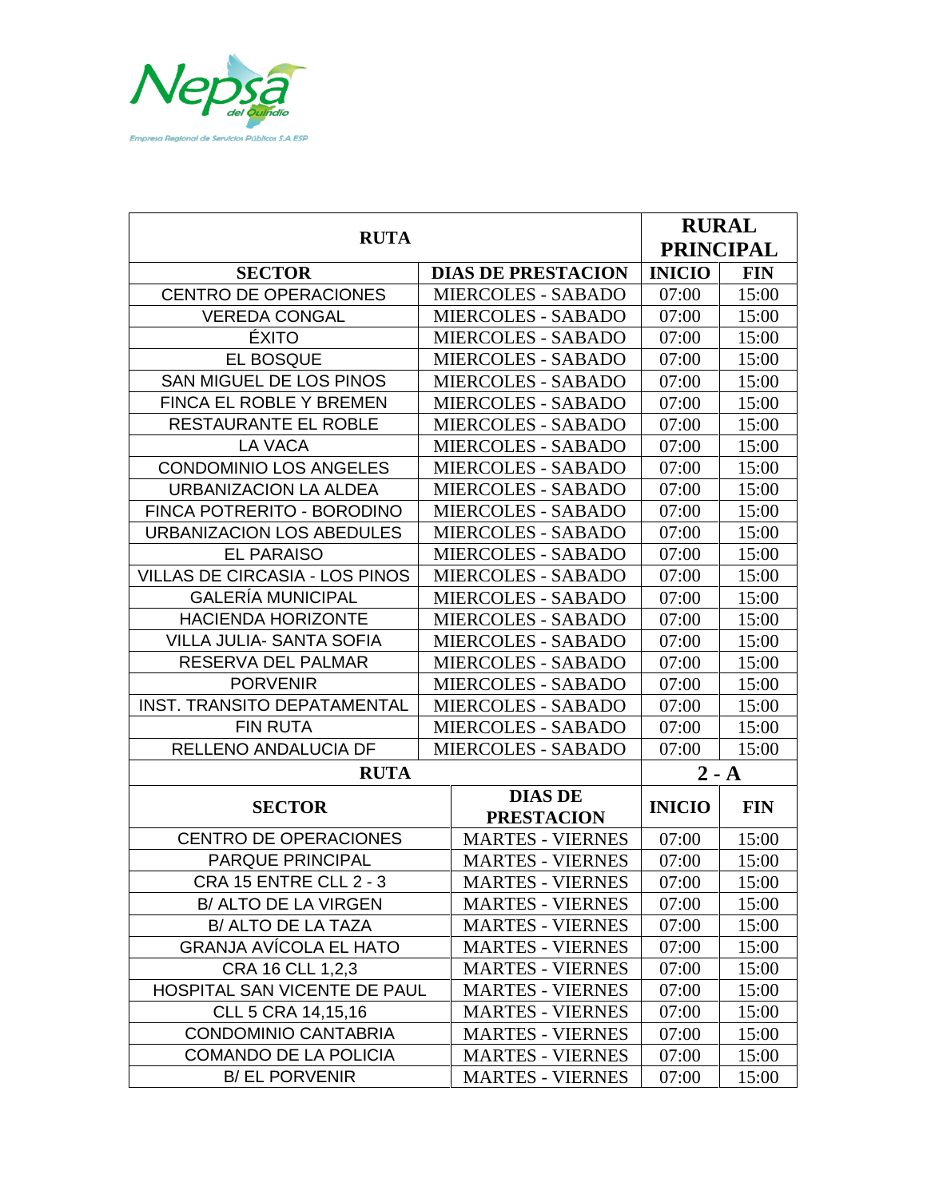Nepsa del Quindío

Empresa Regional de Servicios Públicos S.A ESP

| RUTA | | RURAL PRINCIPAL | |
|---|---|---|---|
| **SECTOR** | **DIAS DE PRESTACION** | **INICIO** | **FIN** |
| CENTRO DE OPERACIONES | MIERCOLES - SABADO | 07:00 | 15:00 |
| VEREDA CONGAL | MIERCOLES - SABADO | 07:00 | 15:00 |
| ÉXITO | MIERCOLES - SABADO | 07:00 | 15:00 |
| EL BOSQUE | MIERCOLES - SABADO | 07:00 | 15:00 |
| SAN MIGUEL DE LOS PINOS | MIERCOLES - SABADO | 07:00 | 15:00 |
| FINCA EL ROBLE Y BREMEN | MIERCOLES - SABADO | 07:00 | 15:00 |
| RESTAURANTE EL ROBLE | MIERCOLES - SABADO | 07:00 | 15:00 |
| LA VACA | MIERCOLES - SABADO | 07:00 | 15:00 |
| CONDOMINIO LOS ANGELES | MIERCOLES - SABADO | 07:00 | 15:00 |
| URBANIZACION LA ALDEA | MIERCOLES - SABADO | 07:00 | 15:00 |
| FINCA POTRERITO - BORODINO | MIERCOLES - SABADO | 07:00 | 15:00 |
| URBANIZACION LOS ABEDULES | MIERCOLES - SABADO | 07:00 | 15:00 |
| EL PARAISO | MIERCOLES - SABADO | 07:00 | 15:00 |
| VILLAS DE CIRCASIA - LOS PINOS | MIERCOLES - SABADO | 07:00 | 15:00 |
| GALERÍA MUNICIPAL | MIERCOLES - SABADO | 07:00 | 15:00 |
| HACIENDA HORIZONTE | MIERCOLES - SABADO | 07:00 | 15:00 |
| VILLA JULIA- SANTA SOFIA | MIERCOLES - SABADO | 07:00 | 15:00 |
| RESERVA DEL PALMAR | MIERCOLES - SABADO | 07:00 | 15:00 |
| PORVENIR | MIERCOLES - SABADO | 07:00 | 15:00 |
| INST. TRANSITO DEPATAMENTAL | MIERCOLES - SABADO | 07:00 | 15:00 |
| FIN RUTA | MIERCOLES - SABADO | 07:00 | 15:00 |
| RELLENO ANDALUCIA DF | MIERCOLES - SABADO | 07:00 | 15:00 |

| RUTA | | 2 - A | |
|---|---|---|---|
| **SECTOR** | **DIAS DE PRESTACION** | **INICIO** | **FIN** |
| CENTRO DE OPERACIONES | MARTES - VIERNES | 07:00 | 15:00 |
| PARQUE PRINCIPAL | MARTES - VIERNES | 07:00 | 15:00 |
| CRA 15 ENTRE CLL 2 - 3 | MARTES - VIERNES | 07:00 | 15:00 |
| B/ ALTO DE LA VIRGEN | MARTES - VIERNES | 07:00 | 15:00 |
| B/ ALTO DE LA TAZA | MARTES - VIERNES | 07:00 | 15:00 |
| GRANJA AVÍCOLA EL HATO | MARTES - VIERNES | 07:00 | 15:00 |
| CRA 16 CLL 1,2,3 | MARTES - VIERNES | 07:00 | 15:00 |
| HOSPITAL SAN VICENTE DE PAUL | MARTES - VIERNES | 07:00 | 15:00 |
| CLL 5 CRA 14,15,16 | MARTES - VIERNES | 07:00 | 15:00 |
| CONDOMINIO CANTABRIA | MARTES - VIERNES | 07:00 | 15:00 |
| COMANDO DE LA POLICIA | MARTES - VIERNES | 07:00 | 15:00 |
| B/ EL PORVENIR | MARTES - VIERNES | 07:00 | 15:00 |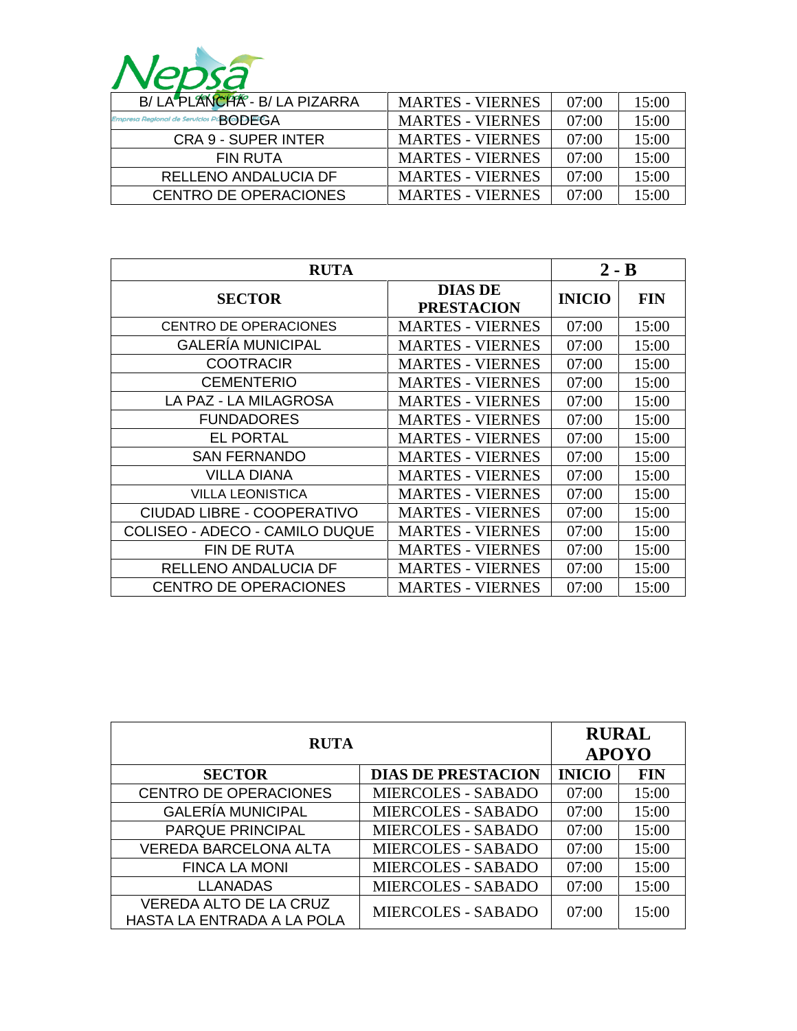| B/ LA PLANCHA - B/ LA PIZARRA | MARTES - VIERNES | 07:00 | 15:00 |
|---|---|---|---|
| BODEGA | MARTES - VIERNES | 07:00 | 15:00 |
| CRA 9 - SUPER INTER | MARTES - VIERNES | 07:00 | 15:00 |
| FIN RUTA | MARTES - VIERNES | 07:00 | 15:00 |
| RELLENO ANDALUCIA DF | MARTES - VIERNES | 07:00 | 15:00 |
| CENTRO DE OPERACIONES | MARTES - VIERNES | 07:00 | 15:00 |

| RUTA | | 2 - B | |
|---|---|---|---|
| **SECTOR** | **DIAS DE PRESTACION** | **INICIO** | **FIN** |
| CENTRO DE OPERACIONES | MARTES - VIERNES | 07:00 | 15:00 |
| GALERÍA MUNICIPAL | MARTES - VIERNES | 07:00 | 15:00 |
| COOTRACIR | MARTES - VIERNES | 07:00 | 15:00 |
| CEMENTERIO | MARTES - VIERNES | 07:00 | 15:00 |
| LA PAZ - LA MILAGROSA | MARTES - VIERNES | 07:00 | 15:00 |
| FUNDADORES | MARTES - VIERNES | 07:00 | 15:00 |
| EL PORTAL | MARTES - VIERNES | 07:00 | 15:00 |
| SAN FERNANDO | MARTES - VIERNES | 07:00 | 15:00 |
| VILLA DIANA | MARTES - VIERNES | 07:00 | 15:00 |
| VILLA LEONISTICA | MARTES - VIERNES | 07:00 | 15:00 |
| CIUDAD LIBRE - COOPERATIVO | MARTES - VIERNES | 07:00 | 15:00 |
| COLISEO - ADECO - CAMILO DUQUE | MARTES - VIERNES | 07:00 | 15:00 |
| FIN DE RUTA | MARTES - VIERNES | 07:00 | 15:00 |
| RELLENO ANDALUCIA DF | MARTES - VIERNES | 07:00 | 15:00 |
| CENTRO DE OPERACIONES | MARTES - VIERNES | 07:00 | 15:00 |

| RUTA | | RURAL APOYO | |
|---|---|---|---|
| **SECTOR** | **DIAS DE PRESTACION** | **INICIO** | **FIN** |
| CENTRO DE OPERACIONES | MIERCOLES - SABADO | 07:00 | 15:00 |
| GALERÍA MUNICIPAL | MIERCOLES - SABADO | 07:00 | 15:00 |
| PARQUE PRINCIPAL | MIERCOLES - SABADO | 07:00 | 15:00 |
| VEREDA BARCELONA ALTA | MIERCOLES - SABADO | 07:00 | 15:00 |
| FINCA LA MONI | MIERCOLES - SABADO | 07:00 | 15:00 |
| LLANADAS | MIERCOLES - SABADO | 07:00 | 15:00 |
| VEREDA ALTO DE LA CRUZ HASTA LA ENTRADA A LA POLA | MIERCOLES - SABADO | 07:00 | 15:00 |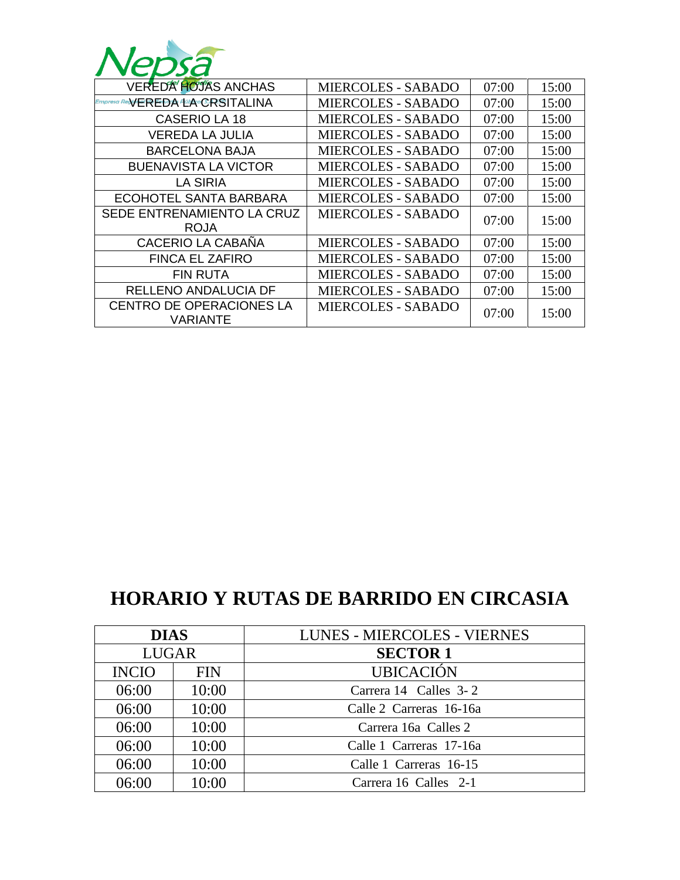| VEREDA HOJAS ANCHAS | MIERCOLES - SABADO | 07:00 | 15:00 |
|---|---|---|---|
| VEREDA LA CRSITALINA | MIERCOLES - SABADO | 07:00 | 15:00 |
| CASERIO LA 18 | MIERCOLES - SABADO | 07:00 | 15:00 |
| VEREDA LA JULIA | MIERCOLES - SABADO | 07:00 | 15:00 |
| BARCELONA BAJA | MIERCOLES - SABADO | 07:00 | 15:00 |
| BUENAVISTA LA VICTOR | MIERCOLES - SABADO | 07:00 | 15:00 |
| LA SIRIA | MIERCOLES - SABADO | 07:00 | 15:00 |
| ECOHOTEL SANTA BARBARA | MIERCOLES - SABADO | 07:00 | 15:00 |
| SEDE ENTRENAMIENTO LA CRUZ ROJA | MIERCOLES - SABADO | 07:00 | 15:00 |
| CACERIO LA CABAÑA | MIERCOLES - SABADO | 07:00 | 15:00 |
| FINCA EL ZAFIRO | MIERCOLES - SABADO | 07:00 | 15:00 |
| FIN RUTA | MIERCOLES - SABADO | 07:00 | 15:00 |
| RELLENO ANDALUCIA DF | MIERCOLES - SABADO | 07:00 | 15:00 |
| CENTRO DE OPERACIONES LA VARIANTE | MIERCOLES - SABADO | 07:00 | 15:00 |

# HORARIO Y RUTAS DE BARRIDO EN CIRCASIA

| **DIAS** | | LUNES - MIERCOLES - VIERNES |
|---|---|---|
| LUGAR | | **SECTOR 1** |
| INCIO | FIN | UBICACIÓN |
| 06:00 | 10:00 | Carrera 14 Calles 3- 2 |
| 06:00 | 10:00 | Calle 2 Carreras 16-16a |
| 06:00 | 10:00 | Carrera 16a Calles 2 |
| 06:00 | 10:00 | Calle 1 Carreras 17-16a |
| 06:00 | 10:00 | Calle 1 Carreras 16-15 |
| 06:00 | 10:00 | Carrera 16 Calles 2-1 |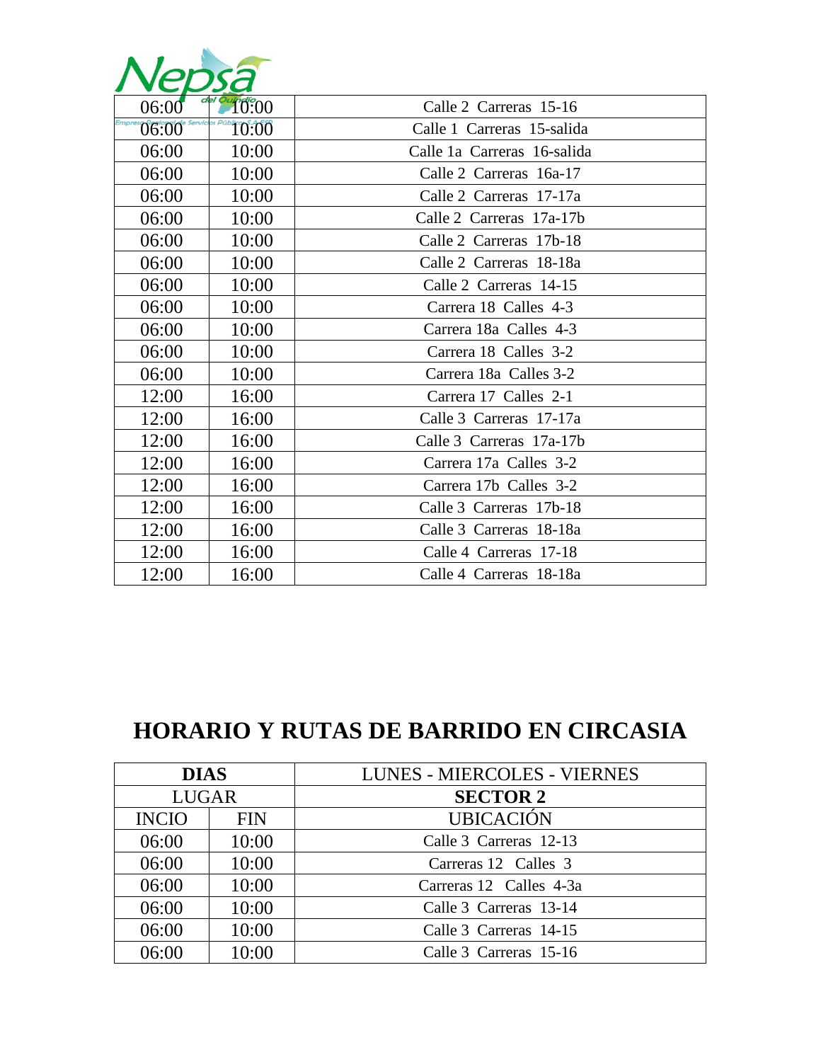| 06:00 | 10:00 | Calle 2 Carreras 15-16 |
|---|---|---|
| 06:00 | 10:00 | Calle 1 Carreras 15-salida |
| 06:00 | 10:00 | Calle 1a Carreras 16-salida |
| 06:00 | 10:00 | Calle 2 Carreras 16a-17 |
| 06:00 | 10:00 | Calle 2 Carreras 17-17a |
| 06:00 | 10:00 | Calle 2 Carreras 17a-17b |
| 06:00 | 10:00 | Calle 2 Carreras 17b-18 |
| 06:00 | 10:00 | Calle 2 Carreras 18-18a |
| 06:00 | 10:00 | Calle 2 Carreras 14-15 |
| 06:00 | 10:00 | Carrera 18 Calles 4-3 |
| 06:00 | 10:00 | Carrera 18a Calles 4-3 |
| 06:00 | 10:00 | Carrera 18 Calles 3-2 |
| 06:00 | 10:00 | Carrera 18a Calles 3-2 |
| 12:00 | 16:00 | Carrera 17 Calles 2-1 |
| 12:00 | 16:00 | Calle 3 Carreras 17-17a |
| 12:00 | 16:00 | Calle 3 Carreras 17a-17b |
| 12:00 | 16:00 | Carrera 17a Calles 3-2 |
| 12:00 | 16:00 | Carrera 17b Calles 3-2 |
| 12:00 | 16:00 | Calle 3 Carreras 17b-18 |
| 12:00 | 16:00 | Calle 3 Carreras 18-18a |
| 12:00 | 16:00 | Calle 4 Carreras 17-18 |
| 12:00 | 16:00 | Calle 4 Carreras 18-18a |

# HORARIO Y RUTAS DE BARRIDO EN CIRCASIA

| **DIAS** | | LUNES - MIERCOLES - VIERNES |
|---|---|---|
| LUGAR | | **SECTOR 2** |
| INCIO | FIN | UBICACIÓN |
| 06:00 | 10:00 | Calle 3 Carreras 12-13 |
| 06:00 | 10:00 | Carreras 12 Calles 3 |
| 06:00 | 10:00 | Carreras 12 Calles 4-3a |
| 06:00 | 10:00 | Calle 3 Carreras 13-14 |
| 06:00 | 10:00 | Calle 3 Carreras 14-15 |
| 06:00 | 10:00 | Calle 3 Carreras 15-16 |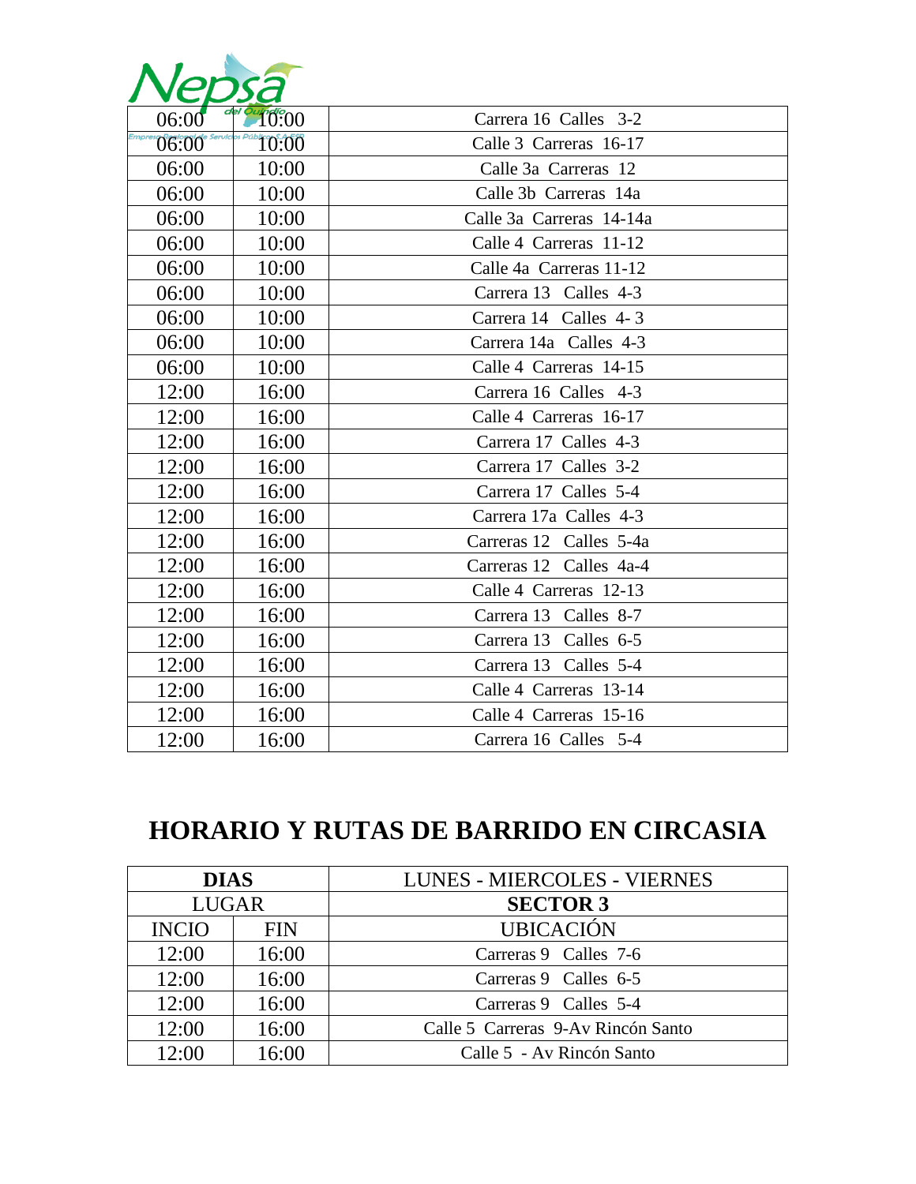| | | |
|---|---|---|
| 06:00 | 10:00 | Carrera 16 Calles 3-2 |
| 06:00 | 10:00 | Calle 3 Carreras 16-17 |
| 06:00 | 10:00 | Calle 3a Carreras 12 |
| 06:00 | 10:00 | Calle 3b Carreras 14a |
| 06:00 | 10:00 | Calle 3a Carreras 14-14a |
| 06:00 | 10:00 | Calle 4 Carreras 11-12 |
| 06:00 | 10:00 | Calle 4a Carreras 11-12 |
| 06:00 | 10:00 | Carrera 13 Calles 4-3 |
| 06:00 | 10:00 | Carrera 14 Calles 4- 3 |
| 06:00 | 10:00 | Carrera 14a Calles 4-3 |
| 06:00 | 10:00 | Calle 4 Carreras 14-15 |
| 12:00 | 16:00 | Carrera 16 Calles 4-3 |
| 12:00 | 16:00 | Calle 4 Carreras 16-17 |
| 12:00 | 16:00 | Carrera 17 Calles 4-3 |
| 12:00 | 16:00 | Carrera 17 Calles 3-2 |
| 12:00 | 16:00 | Carrera 17 Calles 5-4 |
| 12:00 | 16:00 | Carrera 17a Calles 4-3 |
| 12:00 | 16:00 | Carreras 12 Calles 5-4a |
| 12:00 | 16:00 | Carreras 12 Calles 4a-4 |
| 12:00 | 16:00 | Calle 4 Carreras 12-13 |
| 12:00 | 16:00 | Carrera 13 Calles 8-7 |
| 12:00 | 16:00 | Carrera 13 Calles 6-5 |
| 12:00 | 16:00 | Carrera 13 Calles 5-4 |
| 12:00 | 16:00 | Calle 4 Carreras 13-14 |
| 12:00 | 16:00 | Calle 4 Carreras 15-16 |
| 12:00 | 16:00 | Carrera 16 Calles 5-4 |

# HORARIO Y RUTAS DE BARRIDO EN CIRCASIA

| **DIAS** | | LUNES - MIERCOLES - VIERNES |
|---|---|---|
| LUGAR | | **SECTOR 3** |
| INCIO | FIN | UBICACIÓN |
| 12:00 | 16:00 | Carreras 9 Calles 7-6 |
| 12:00 | 16:00 | Carreras 9 Calles 6-5 |
| 12:00 | 16:00 | Carreras 9 Calles 5-4 |
| 12:00 | 16:00 | Calle 5 Carreras 9-Av Rincón Santo |
| 12:00 | 16:00 | Calle 5 - Av Rincón Santo |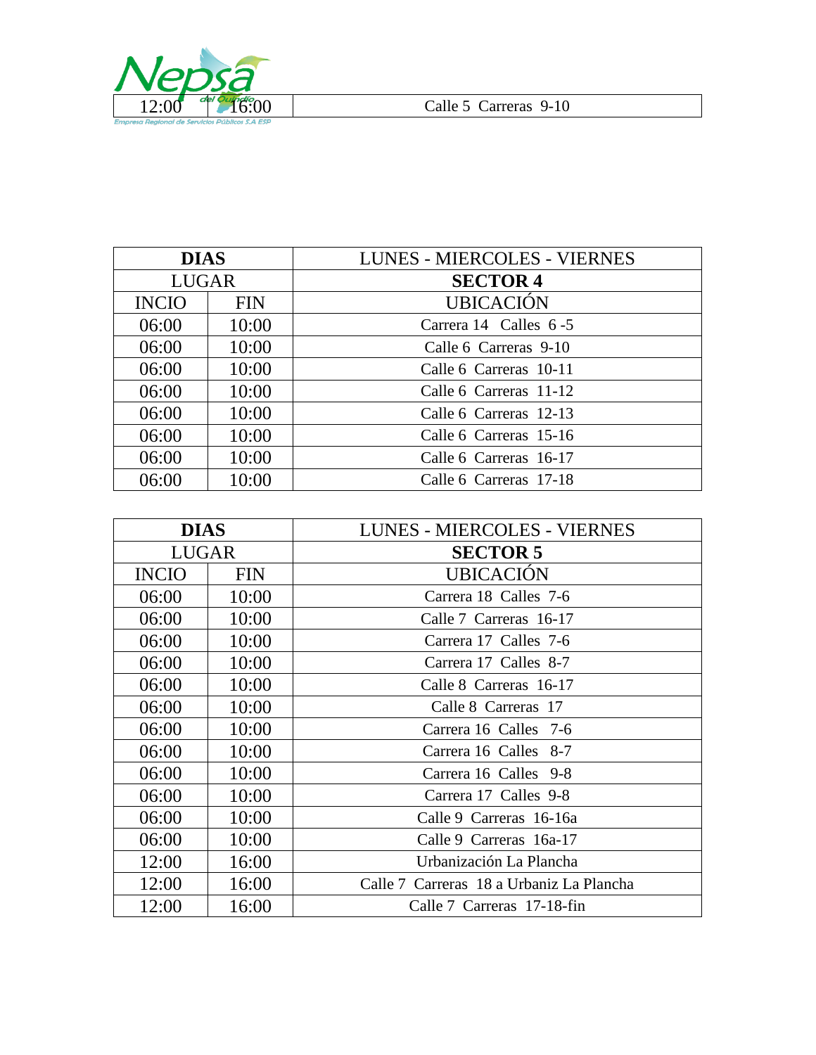| 12:00 | 16:00 | Calle 5 Carreras 9-10 |
|---|---|---|

| **DIAS** | | LUNES - MIERCOLES - VIERNES |
|---|---|---|
| LUGAR | | **SECTOR 4** |
| INCIO | FIN | UBICACIÓN |
| 06:00 | 10:00 | Carrera 14 Calles 6 -5 |
| 06:00 | 10:00 | Calle 6 Carreras 9-10 |
| 06:00 | 10:00 | Calle 6 Carreras 10-11 |
| 06:00 | 10:00 | Calle 6 Carreras 11-12 |
| 06:00 | 10:00 | Calle 6 Carreras 12-13 |
| 06:00 | 10:00 | Calle 6 Carreras 15-16 |
| 06:00 | 10:00 | Calle 6 Carreras 16-17 |
| 06:00 | 10:00 | Calle 6 Carreras 17-18 |

| **DIAS** | | LUNES - MIERCOLES - VIERNES |
|---|---|---|
| LUGAR | | **SECTOR 5** |
| INCIO | FIN | UBICACIÓN |
| 06:00 | 10:00 | Carrera 18 Calles 7-6 |
| 06:00 | 10:00 | Calle 7 Carreras 16-17 |
| 06:00 | 10:00 | Carrera 17 Calles 7-6 |
| 06:00 | 10:00 | Carrera 17 Calles 8-7 |
| 06:00 | 10:00 | Calle 8 Carreras 16-17 |
| 06:00 | 10:00 | Calle 8 Carreras 17 |
| 06:00 | 10:00 | Carrera 16 Calles 7-6 |
| 06:00 | 10:00 | Carrera 16 Calles 8-7 |
| 06:00 | 10:00 | Carrera 16 Calles 9-8 |
| 06:00 | 10:00 | Carrera 17 Calles 9-8 |
| 06:00 | 10:00 | Calle 9 Carreras 16-16a |
| 06:00 | 10:00 | Calle 9 Carreras 16a-17 |
| 12:00 | 16:00 | Urbanización La Plancha |
| 12:00 | 16:00 | Calle 7 Carreras 18 a Urbaniz La Plancha |
| 12:00 | 16:00 | Calle 7 Carreras 17-18-fin |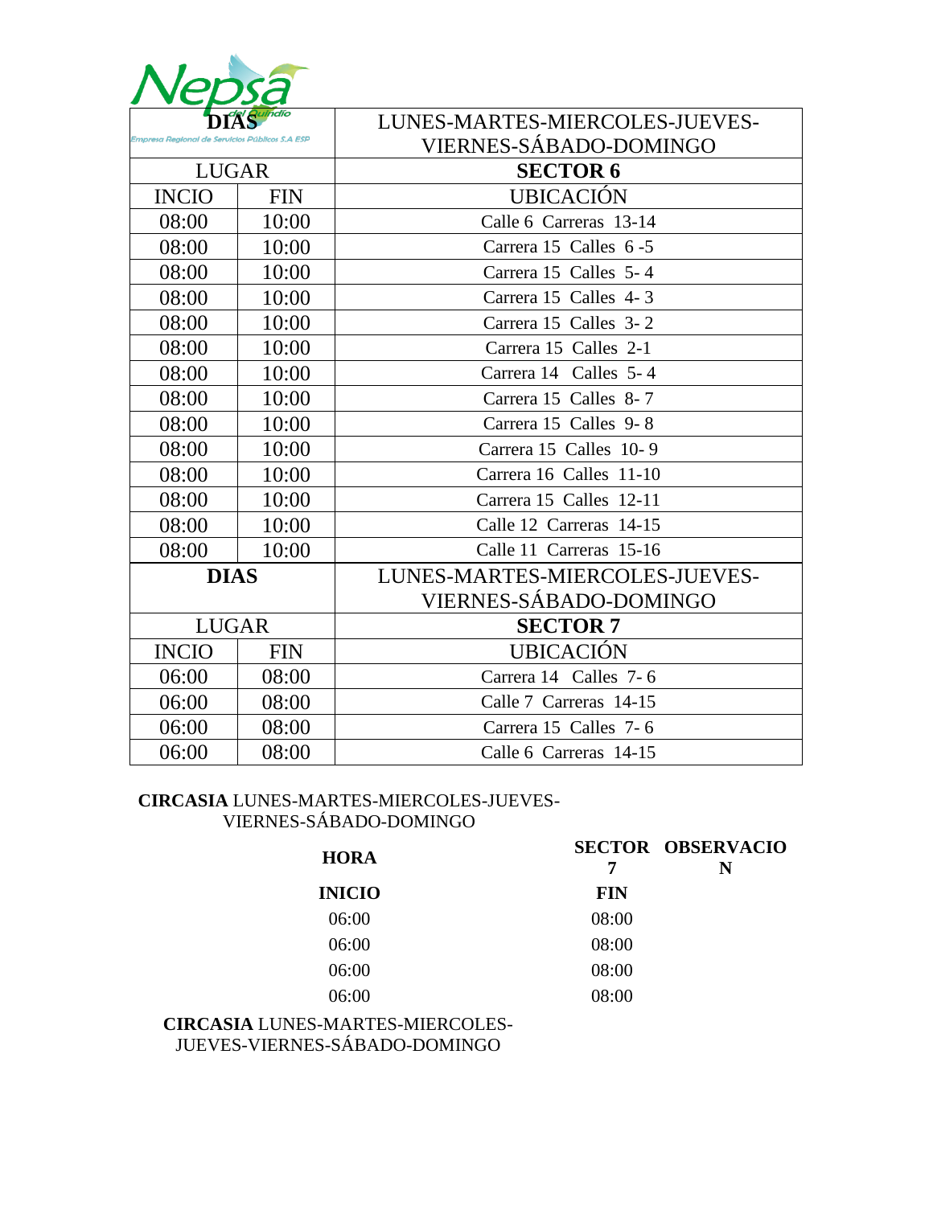Nepsa del Quindío
Empresa Regional de Servicios Públicos S.A ESP

| **DIAS** | | LUNES-MARTES-MIERCOLES-JUEVES-VIERNES-SÁBADO-DOMINGO |
|---|---|---|
| LUGAR | | **SECTOR 6** |
| INCIO | FIN | UBICACIÓN |
| 08:00 | 10:00 | Calle 6 Carreras 13-14 |
| 08:00 | 10:00 | Carrera 15 Calles 6 -5 |
| 08:00 | 10:00 | Carrera 15 Calles 5- 4 |
| 08:00 | 10:00 | Carrera 15 Calles 4- 3 |
| 08:00 | 10:00 | Carrera 15 Calles 3- 2 |
| 08:00 | 10:00 | Carrera 15 Calles 2-1 |
| 08:00 | 10:00 | Carrera 14 Calles 5- 4 |
| 08:00 | 10:00 | Carrera 15 Calles 8- 7 |
| 08:00 | 10:00 | Carrera 15 Calles 9- 8 |
| 08:00 | 10:00 | Carrera 15 Calles 10- 9 |
| 08:00 | 10:00 | Carrera 16 Calles 11-10 |
| 08:00 | 10:00 | Carrera 15 Calles 12-11 |
| 08:00 | 10:00 | Calle 12 Carreras 14-15 |
| 08:00 | 10:00 | Calle 11 Carreras 15-16 |
| **DIAS** | | LUNES-MARTES-MIERCOLES-JUEVES-VIERNES-SÁBADO-DOMINGO |
| LUGAR | | **SECTOR 7** |
| INCIO | FIN | UBICACIÓN |
| 06:00 | 08:00 | Carrera 14 Calles 7- 6 |
| 06:00 | 08:00 | Calle 7 Carreras 14-15 |
| 06:00 | 08:00 | Carrera 15 Calles 7- 6 |
| 06:00 | 08:00 | Calle 6 Carreras 14-15 |

**CIRCASIA** LUNES-MARTES-MIERCOLES-JUEVES-VIERNES-SÁBADO-DOMINGO

| **HORA** | **SECTOR 7** | **OBSERVACION** |
|---|---|---|
| **INICIO** | **FIN** | |
| 06:00 | 08:00 | |
| 06:00 | 08:00 | |
| 06:00 | 08:00 | |
| 06:00 | 08:00 | |

**CIRCASIA** LUNES-MARTES-MIERCOLES-JUEVES-VIERNES-SÁBADO-DOMINGO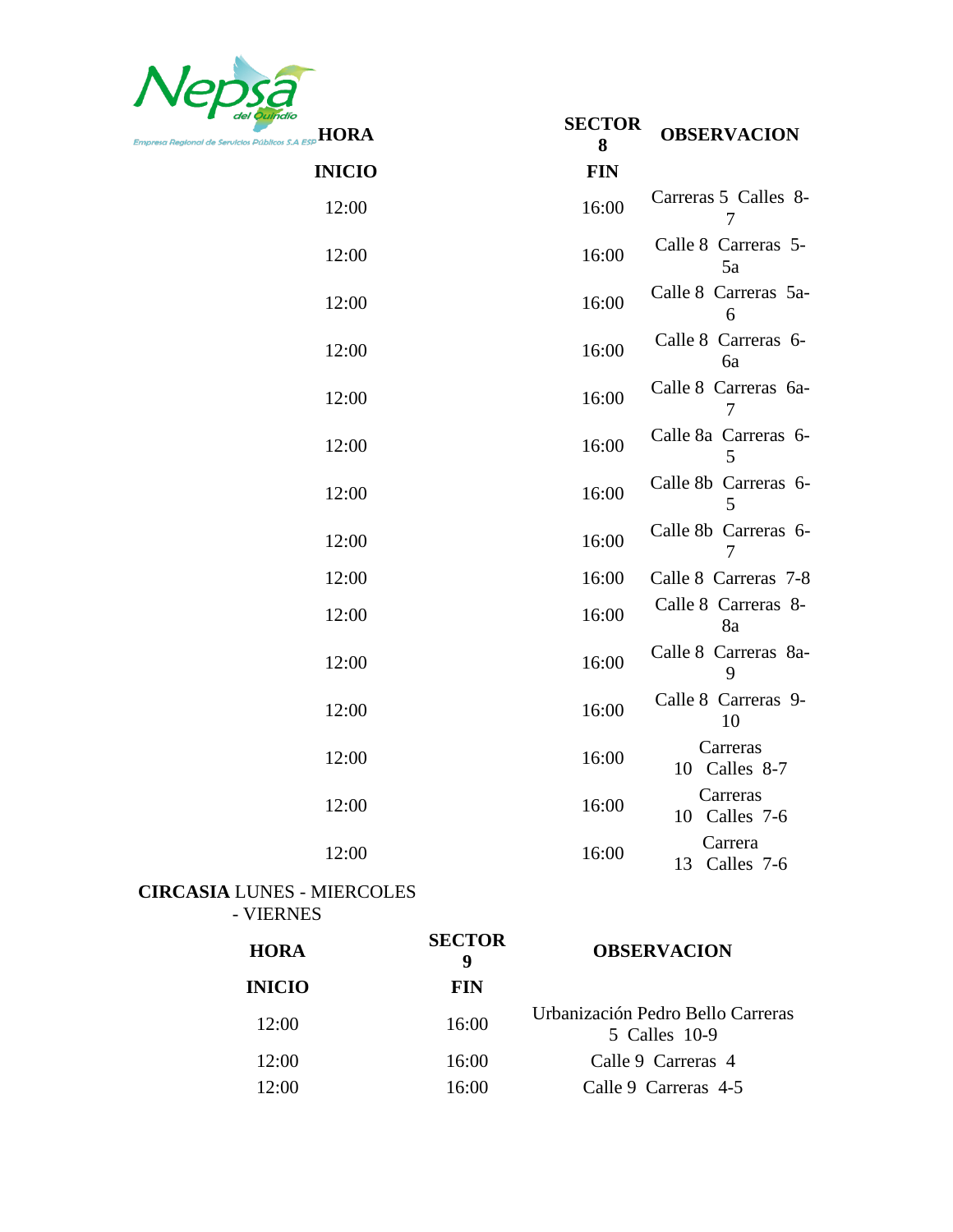| HORA INICIO | SECTOR 8 FIN | OBSERVACION |
| --- | --- | --- |
| 12:00 | 16:00 | Carreras 5 Calles 8-7 |
| 12:00 | 16:00 | Calle 8 Carreras 5-5a |
| 12:00 | 16:00 | Calle 8 Carreras 5a-6 |
| 12:00 | 16:00 | Calle 8 Carreras 6-6a |
| 12:00 | 16:00 | Calle 8 Carreras 6a-7 |
| 12:00 | 16:00 | Calle 8a Carreras 6-5 |
| 12:00 | 16:00 | Calle 8b Carreras 6-5 |
| 12:00 | 16:00 | Calle 8b Carreras 6-7 |
| 12:00 | 16:00 | Calle 8 Carreras 7-8 |
| 12:00 | 16:00 | Calle 8 Carreras 8-8a |
| 12:00 | 16:00 | Calle 8 Carreras 8a-9 |
| 12:00 | 16:00 | Calle 8 Carreras 9-10 |
| 12:00 | 16:00 | Carreras 10 Calles 8-7 |
| 12:00 | 16:00 | Carreras 10 Calles 7-6 |
| 12:00 | 16:00 | Carrera 13 Calles 7-6 |

**CIRCASIA** LUNES - MIERCOLES - VIERNES

| HORA INICIO | SECTOR 9 FIN | OBSERVACION |
| --- | --- | --- |
| 12:00 | 16:00 | Urbanización Pedro Bello Carreras 5 Calles 10-9 |
| 12:00 | 16:00 | Calle 9 Carreras 4 |
| 12:00 | 16:00 | Calle 9 Carreras 4-5 |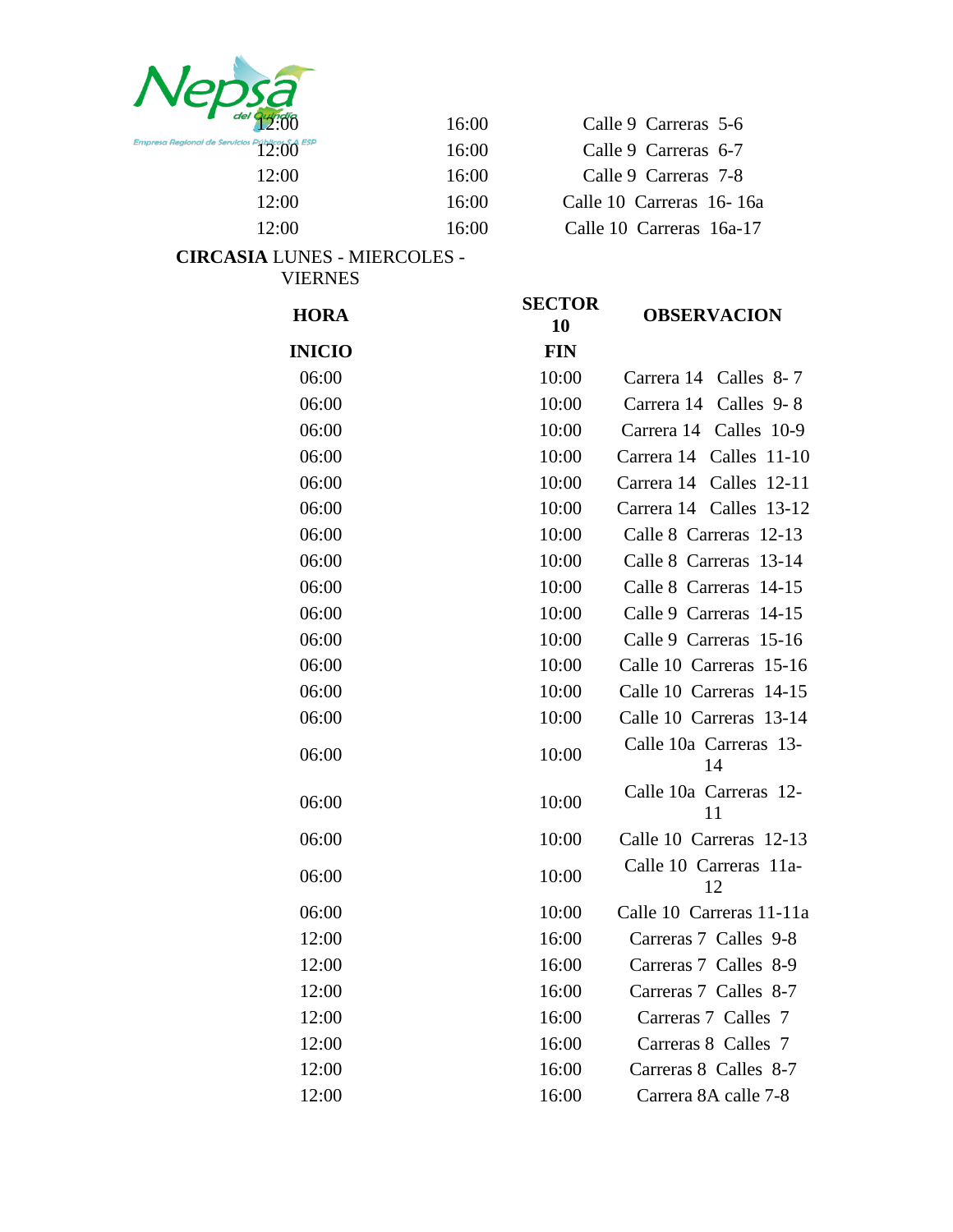| | | |
|---|---|---|
| 12:00 | 16:00 | Calle 9 Carreras 5-6 |
| 12:00 | 16:00 | Calle 9 Carreras 6-7 |
| 12:00 | 16:00 | Calle 9 Carreras 7-8 |
| 12:00 | 16:00 | Calle 10 Carreras 16- 16a |
| 12:00 | 16:00 | Calle 10 Carreras 16a-17 |

**CIRCASIA** LUNES - MIERCOLES - VIERNES

| **HORA** | **SECTOR 10** | **OBSERVACION** |
|---|---|---|
| **INICIO** | **FIN** | |
| 06:00 | 10:00 | Carrera 14 Calles 8- 7 |
| 06:00 | 10:00 | Carrera 14 Calles 9- 8 |
| 06:00 | 10:00 | Carrera 14 Calles 10-9 |
| 06:00 | 10:00 | Carrera 14 Calles 11-10 |
| 06:00 | 10:00 | Carrera 14 Calles 12-11 |
| 06:00 | 10:00 | Carrera 14 Calles 13-12 |
| 06:00 | 10:00 | Calle 8 Carreras 12-13 |
| 06:00 | 10:00 | Calle 8 Carreras 13-14 |
| 06:00 | 10:00 | Calle 8 Carreras 14-15 |
| 06:00 | 10:00 | Calle 9 Carreras 14-15 |
| 06:00 | 10:00 | Calle 9 Carreras 15-16 |
| 06:00 | 10:00 | Calle 10 Carreras 15-16 |
| 06:00 | 10:00 | Calle 10 Carreras 14-15 |
| 06:00 | 10:00 | Calle 10 Carreras 13-14 |
| 06:00 | 10:00 | Calle 10a Carreras 13-14 |
| 06:00 | 10:00 | Calle 10a Carreras 12-11 |
| 06:00 | 10:00 | Calle 10 Carreras 12-13 |
| 06:00 | 10:00 | Calle 10 Carreras 11a-12 |
| 06:00 | 10:00 | Calle 10 Carreras 11-11a |
| 12:00 | 16:00 | Carreras 7 Calles 9-8 |
| 12:00 | 16:00 | Carreras 7 Calles 8-9 |
| 12:00 | 16:00 | Carreras 7 Calles 8-7 |
| 12:00 | 16:00 | Carreras 7 Calles 7 |
| 12:00 | 16:00 | Carreras 8 Calles 7 |
| 12:00 | 16:00 | Carreras 8 Calles 8-7 |
| 12:00 | 16:00 | Carrera 8A calle 7-8 |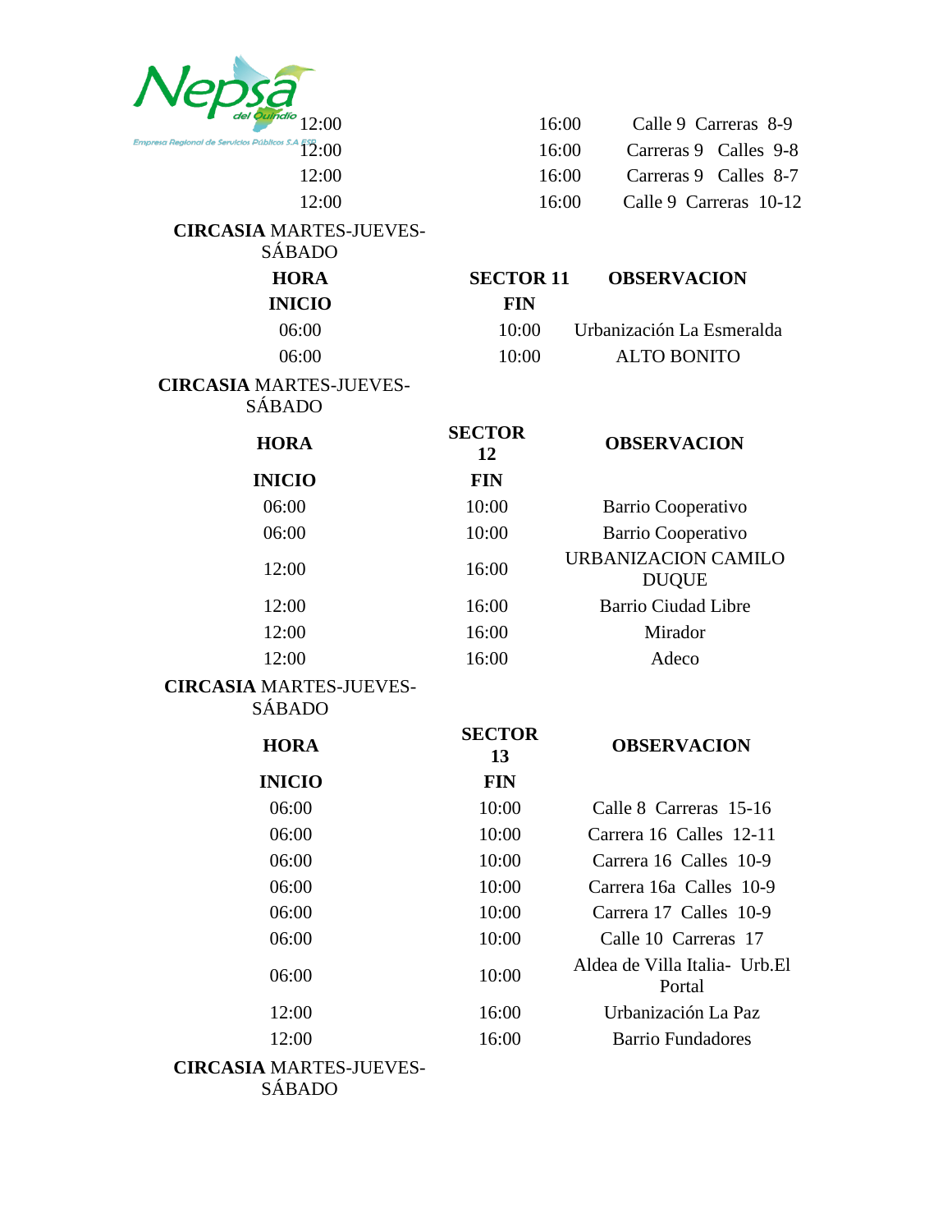| | | |
|---|---|---|
| 12:00 | 16:00 | Calle 9 Carreras 8-9 |
| 12:00 | 16:00 | Carreras 9 Calles 9-8 |
| 12:00 | 16:00 | Carreras 9 Calles 8-7 |
| 12:00 | 16:00 | Calle 9 Carreras 10-12 |

**CIRCASIA** MARTES-JUEVES-SÁBADO

| HORA | SECTOR 11 | OBSERVACION |
|---|---|---|
| **INICIO** | **FIN** | |
| 06:00 | 10:00 | Urbanización La Esmeralda |
| 06:00 | 10:00 | ALTO BONITO |

**CIRCASIA** MARTES-JUEVES-SÁBADO

| HORA | SECTOR 12 | OBSERVACION |
|---|---|---|
| **INICIO** | **FIN** | |
| 06:00 | 10:00 | Barrio Cooperativo |
| 06:00 | 10:00 | Barrio Cooperativo |
| 12:00 | 16:00 | URBANIZACION CAMILO DUQUE |
| 12:00 | 16:00 | Barrio Ciudad Libre |
| 12:00 | 16:00 | Mirador |
| 12:00 | 16:00 | Adeco |

**CIRCASIA** MARTES-JUEVES-SÁBADO

| HORA | SECTOR 13 | OBSERVACION |
|---|---|---|
| **INICIO** | **FIN** | |
| 06:00 | 10:00 | Calle 8 Carreras 15-16 |
| 06:00 | 10:00 | Carrera 16 Calles 12-11 |
| 06:00 | 10:00 | Carrera 16 Calles 10-9 |
| 06:00 | 10:00 | Carrera 16a Calles 10-9 |
| 06:00 | 10:00 | Carrera 17 Calles 10-9 |
| 06:00 | 10:00 | Calle 10 Carreras 17 |
| 06:00 | 10:00 | Aldea de Villa Italia- Urb.El Portal |
| 12:00 | 16:00 | Urbanización La Paz |
| 12:00 | 16:00 | Barrio Fundadores |

**CIRCASIA** MARTES-JUEVES-SÁBADO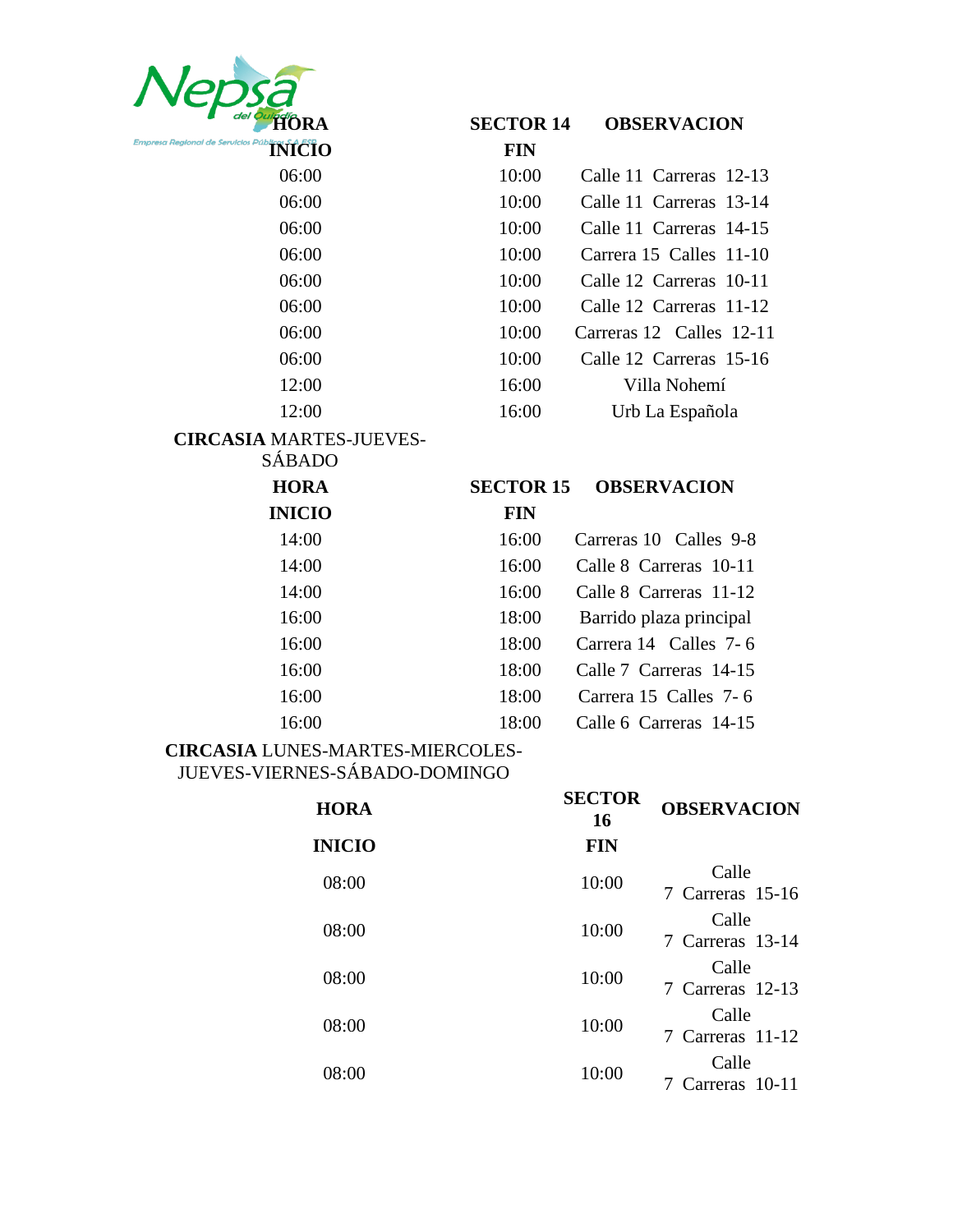| HORA INICIO | SECTOR 14 FIN | OBSERVACION |
| --- | --- | --- |
| 06:00 | 10:00 | Calle 11 Carreras 12-13 |
| 06:00 | 10:00 | Calle 11 Carreras 13-14 |
| 06:00 | 10:00 | Calle 11 Carreras 14-15 |
| 06:00 | 10:00 | Carrera 15 Calles 11-10 |
| 06:00 | 10:00 | Calle 12 Carreras 10-11 |
| 06:00 | 10:00 | Calle 12 Carreras 11-12 |
| 06:00 | 10:00 | Carreras 12 Calles 12-11 |
| 06:00 | 10:00 | Calle 12 Carreras 15-16 |
| 12:00 | 16:00 | Villa Nohemí |
| 12:00 | 16:00 | Urb La Española |

**CIRCASIA** MARTES-JUEVES-SÁBADO

| HORA INICIO | SECTOR 15 FIN | OBSERVACION |
| --- | --- | --- |
| 14:00 | 16:00 | Carreras 10 Calles 9-8 |
| 14:00 | 16:00 | Calle 8 Carreras 10-11 |
| 14:00 | 16:00 | Calle 8 Carreras 11-12 |
| 16:00 | 18:00 | Barrido plaza principal |
| 16:00 | 18:00 | Carrera 14 Calles 7- 6 |
| 16:00 | 18:00 | Calle 7 Carreras 14-15 |
| 16:00 | 18:00 | Carrera 15 Calles 7- 6 |
| 16:00 | 18:00 | Calle 6 Carreras 14-15 |

**CIRCASIA** LUNES-MARTES-MIERCOLES-JUEVES-VIERNES-SÁBADO-DOMINGO

| HORA INICIO | SECTOR 16 FIN | OBSERVACION |
| --- | --- | --- |
| 08:00 | 10:00 | Calle 7 Carreras 15-16 |
| 08:00 | 10:00 | Calle 7 Carreras 13-14 |
| 08:00 | 10:00 | Calle 7 Carreras 12-13 |
| 08:00 | 10:00 | Calle 7 Carreras 11-12 |
| 08:00 | 10:00 | Calle 7 Carreras 10-11 |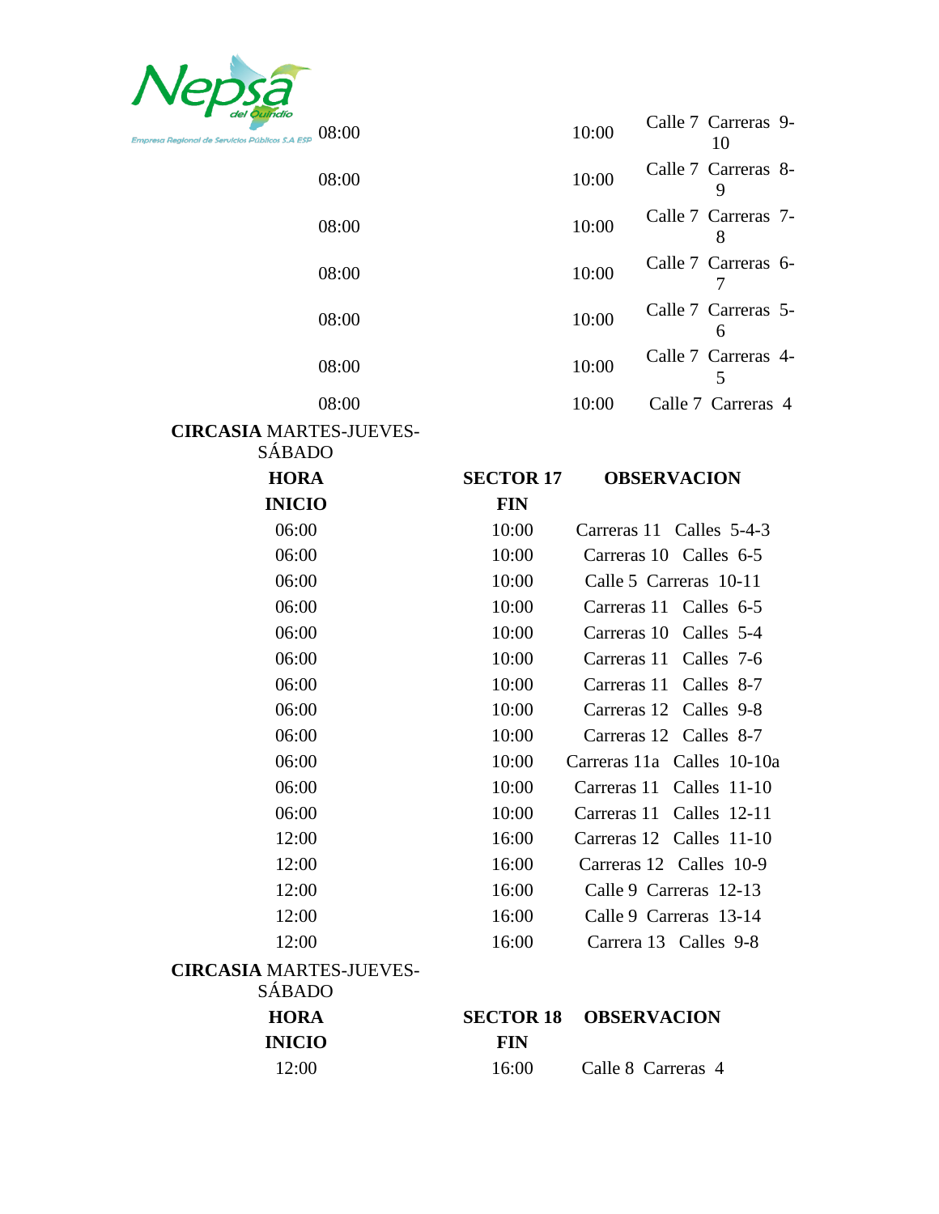| | | |
|---|---|---|
| 08:00 | 10:00 | Calle 7 Carreras 9-10 |
| 08:00 | 10:00 | Calle 7 Carreras 8-9 |
| 08:00 | 10:00 | Calle 7 Carreras 7-8 |
| 08:00 | 10:00 | Calle 7 Carreras 6-7 |
| 08:00 | 10:00 | Calle 7 Carreras 5-6 |
| 08:00 | 10:00 | Calle 7 Carreras 4-5 |
| 08:00 | 10:00 | Calle 7 Carreras 4 |

**CIRCASIA** MARTES-JUEVES-SÁBADO

| HORA INICIO | SECTOR 17 FIN | OBSERVACION |
|---|---|---|
| 06:00 | 10:00 | Carreras 11 Calles 5-4-3 |
| 06:00 | 10:00 | Carreras 10 Calles 6-5 |
| 06:00 | 10:00 | Calle 5 Carreras 10-11 |
| 06:00 | 10:00 | Carreras 11 Calles 6-5 |
| 06:00 | 10:00 | Carreras 10 Calles 5-4 |
| 06:00 | 10:00 | Carreras 11 Calles 7-6 |
| 06:00 | 10:00 | Carreras 11 Calles 8-7 |
| 06:00 | 10:00 | Carreras 12 Calles 9-8 |
| 06:00 | 10:00 | Carreras 12 Calles 8-7 |
| 06:00 | 10:00 | Carreras 11a Calles 10-10a |
| 06:00 | 10:00 | Carreras 11 Calles 11-10 |
| 06:00 | 10:00 | Carreras 11 Calles 12-11 |
| 12:00 | 16:00 | Carreras 12 Calles 11-10 |
| 12:00 | 16:00 | Carreras 12 Calles 10-9 |
| 12:00 | 16:00 | Calle 9 Carreras 12-13 |
| 12:00 | 16:00 | Calle 9 Carreras 13-14 |
| 12:00 | 16:00 | Carrera 13 Calles 9-8 |

**CIRCASIA** MARTES-JUEVES-SÁBADO

| HORA INICIO | SECTOR 18 FIN | OBSERVACION |
|---|---|---|
| 12:00 | 16:00 | Calle 8 Carreras 4 |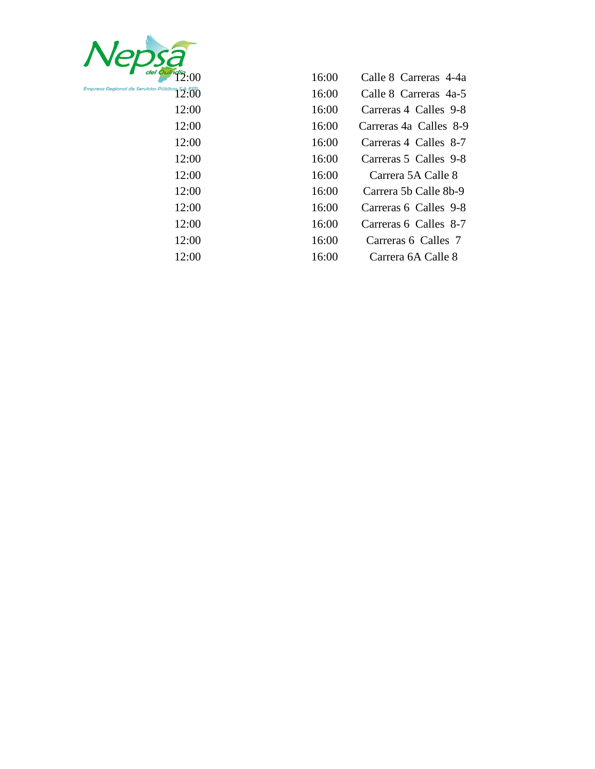Nepsa del Quindío
Empresa Regional de Servicios Públicos S.A. ESP

| | | |
|---|---|---|
| 12:00 | 16:00 | Calle 8 Carreras 4-4a |
| 12:00 | 16:00 | Calle 8 Carreras 4a-5 |
| 12:00 | 16:00 | Carreras 4 Calles 9-8 |
| 12:00 | 16:00 | Carreras 4a Calles 8-9 |
| 12:00 | 16:00 | Carreras 4 Calles 8-7 |
| 12:00 | 16:00 | Carreras 5 Calles 9-8 |
| 12:00 | 16:00 | Carrera 5A Calle 8 |
| 12:00 | 16:00 | Carrera 5b Calle 8b-9 |
| 12:00 | 16:00 | Carreras 6 Calles 9-8 |
| 12:00 | 16:00 | Carreras 6 Calles 8-7 |
| 12:00 | 16:00 | Carreras 6 Calles 7 |
| 12:00 | 16:00 | Carrera 6A Calle 8 |